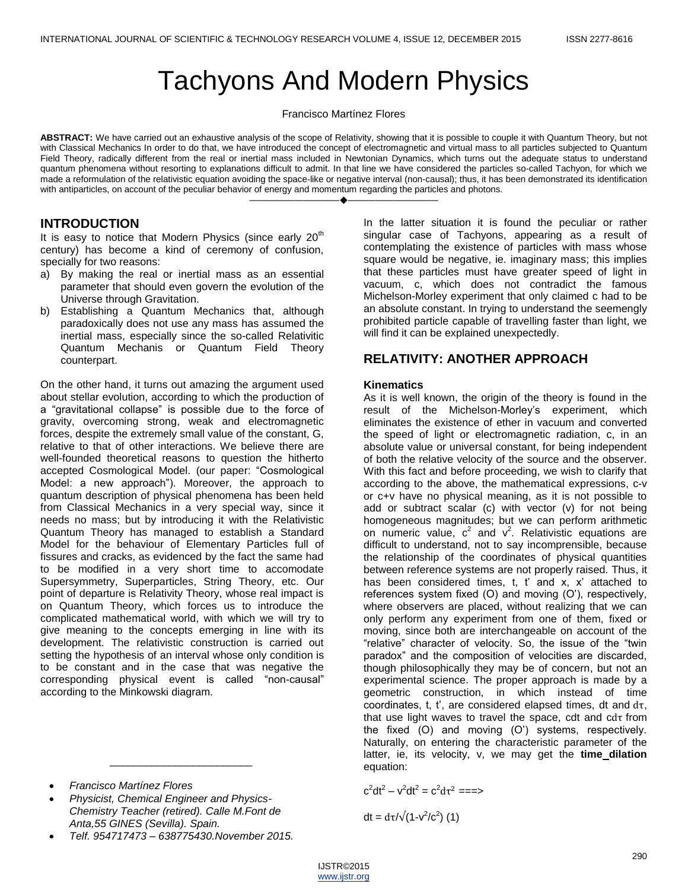# Tachyons And Modern Physics

Francisco Martínez Flores

**ABSTRACT:** We have carried out an exhaustive analysis of the scope of Relativity, showing that it is possible to couple it with Quantum Theory, but not with Classical Mechanics In order to do that, we have introduced the concept of electromagnetic and virtual mass to all particles subjected to Quantum Field Theory, radically different from the real or inertial mass included in Newtonian Dynamics, which turns out the adequate status to understand quantum phenomena without resorting to explanations difficult to admit. In that line we have considered the particles so-called Tachyon, for which we made a reformulation of the relativistic equation avoiding the space-like or negative interval (non-causal); thus, it has been demonstrated its identification with antiparticles, on account of the peculiar behavior of energy and momentum regarding the particles and photons.

## INTRODUCTION

It is easy to notice that Modern Physics (since early 20[th] century) has become a kind of ceremony of confusion, specially for two reasons:

a) By making the real or inertial mass as an essential parameter that should even govern the evolution of the Universe through Gravitation.
b) Establishing a Quantum Mechanics that, although paradoxically does not use any mass has assumed the inertial mass, especially since the so-called Relativitic Quantum Mechanis or Quantum Field Theory counterpart.

On the other hand, it turns out amazing the argument used about stellar evolution, according to which the production of a "gravitational collapse" is possible due to the force of gravity, overcoming strong, weak and electromagnetic forces, despite the extremely small value of the constant, G, relative to that of other interactions. We believe there are well-founded theoretical reasons to question the hitherto accepted Cosmological Model. (our paper: "Cosmological Model: a new approach"). Moreover, the approach to quantum description of physical phenomena has been held from Classical Mechanics in a very special way, since it needs no mass; but by introducing it with the Relativistic Quantum Theory has managed to establish a Standard Model for the behaviour of Elementary Particles full of fissures and cracks, as evidenced by the fact the same had to be modified in a very short time to accomodate Supersymmetry, Superparticles, String Theory, etc. Our point of departure is Relativity Theory, whose real impact is on Quantum Theory, which forces us to introduce the complicated mathematical world, with which we will try to give meaning to the concepts emerging in line with its development. The relativistic construction is carried out setting the hypothesis of an interval whose only condition is to be constant and in the case that was negative the corresponding physical event is called "non-causal" according to the Minkowski diagram.

In the latter situation it is found the peculiar or rather singular case of Tachyons, appearing as a result of contemplating the existence of particles with mass whose square would be negative, ie. imaginary mass; this implies that these particles must have greater speed of light in vacuum, c, which does not contradict the famous Michelson-Morley experiment that only claimed c had to be an absolute constant. In trying to understand the seemengly prohibited particle capable of travelling faster than light, we will find it can be explained unexpectedly.

## RELATIVITY: ANOTHER APPROACH

### Kinematics

As it is well known, the origin of the theory is found in the result of the Michelson-Morley's experiment, which eliminates the existence of ether in vacuum and converted the speed of light or electromagnetic radiation, c, in an absolute value or universal constant, for being independent of both the relative velocity of the source and the observer. With this fact and before proceeding, we wish to clarify that according to the above, the mathematical expressions, c-v or c+v have no physical meaning, as it is not possible to add or subtract scalar (c) with vector (v) for not being homogeneous magnitudes; but we can perform arithmetic on numeric value, $c^2$ and $v^2$. Relativistic equations are difficult to understand, not to say incomprensible, because the relationship of the coordinates of physical quantities between reference systems are not properly raised. Thus, it has been considered times, t, t' and x, x' attached to references system fixed (O) and moving (O'), respectively, where observers are placed, without realizing that we can only perform any experiment from one of them, fixed or moving, since both are interchangeable on account of the "relative" character of velocity. So, the issue of the "twin paradox" and the composition of velocities are discarded, though philosophically they may be of concern, but not an experimental science. The proper approach is made by a geometric construction, in which instead of time coordinates, t, t', are considered elapsed times, dt and $d\tau$, that use light waves to travel the space, cdt and $cd\tau$ from the fixed (O) and moving (O') systems, respectively. Naturally, on entering the characteristic parameter of the latter, ie, its velocity, v, we may get the **time_dilation** equation:

$$c^2dt^2 - v^2dt^2 = c^2d\tau^2 \implies$$

$$dt = d\tau/\sqrt{(1-v^2/c^2)} \quad (1)$$

---

- *Francisco Martínez Flores*
- *Physicist, Chemical Engineer and Physics-Chemistry Teacher (retired). Calle M.Font de Anta,55 GINES (Sevilla). Spain.*
- *Telf. 954717473 – 638775430.November 2015.*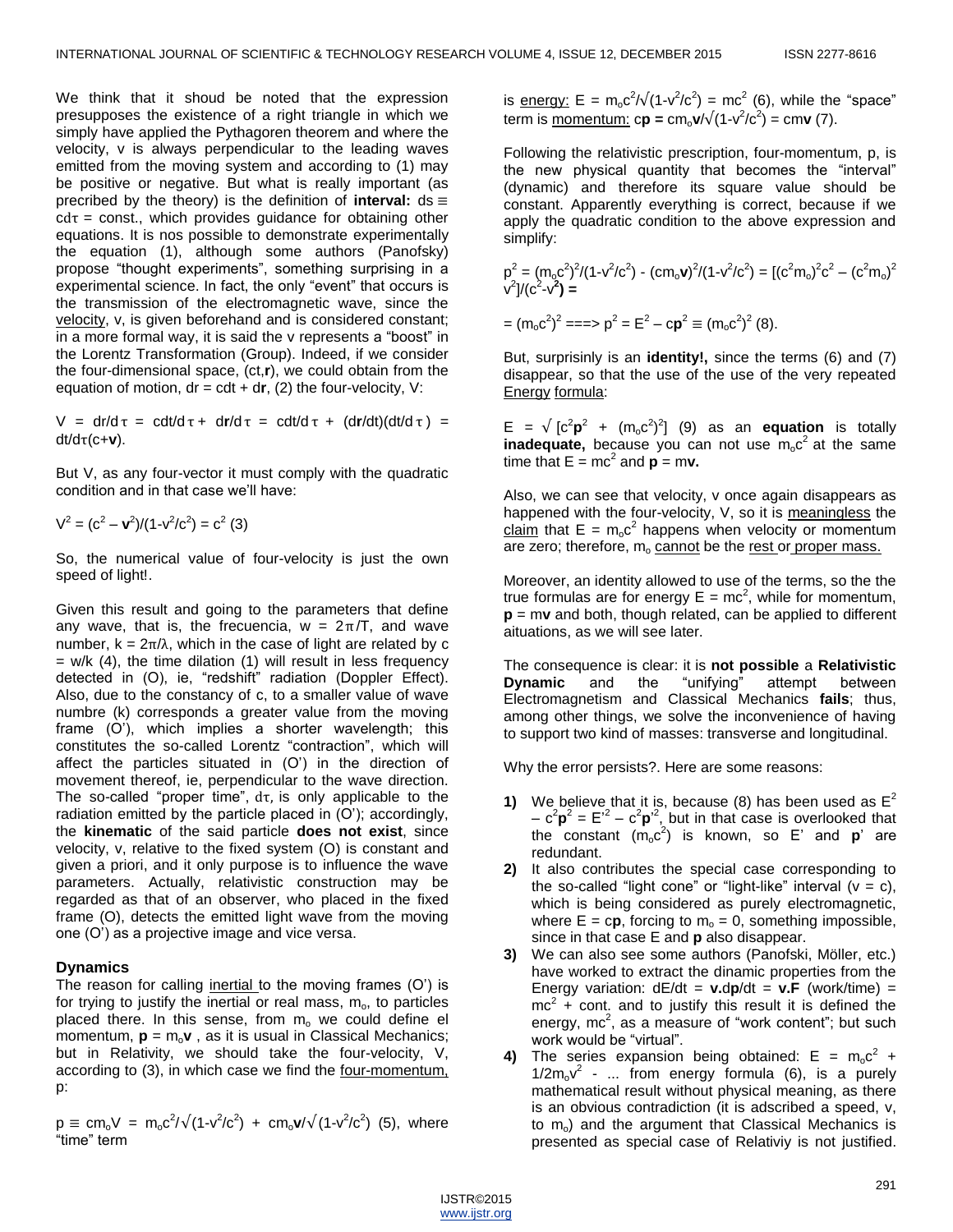We think that it shoud be noted that the expression presupposes the existence of a right triangle in which we simply have applied the Pythagoren theorem and where the velocity, v is always perpendicular to the leading waves emitted from the moving system and according to (1) may be positive or negative. But what is really important (as precribed by the theory) is the definition of **interval:** $ds \equiv cd\tau = \text{const.}$, which provides guidance for obtaining other equations. It is nos possible to demonstrate experimentally the equation (1), although some authors (Panofsky) propose "thought experiments", something surprising in a experimental science. In fact, the only "event" that occurs is the transmission of the electromagnetic wave, since the velocity, v, is given beforehand and is considered constant; in a more formal way, it is said the v represents a "boost" in the Lorentz Transformation (Group). Indeed, if we consider the four-dimensional space, (ct,**r**), we could obtain from the equation of motion, $dr = cdt + d\mathbf{r}$, (2) the four-velocity, V:

$$V = dr/d\tau = cdt/d\tau + d\mathbf{r}/d\tau = cdt/d\tau + (d\mathbf{r}/dt)(dt/d\tau) = dt/d\tau(c+\mathbf{v}).$$

But V, as any four-vector it must comply with the quadratic condition and in that case we'll have:

$$V^2 = (c^2 - \mathbf{v}^2)/(1-v^2/c^2) = c^2 \quad (3)$$

So, the numerical value of four-velocity is just the own speed of light!.

Given this result and going to the parameters that define any wave, that is, the frecuencia, $w = 2\pi/T$, and wave number, $k = 2\pi/\lambda$, which in the case of light are related by $c = w/k$ (4), the time dilation (1) will result in less frequency detected in (O), ie, "redshift" radiation (Doppler Effect). Also, due to the constancy of c, to a smaller value of wave numbre (k) corresponds a greater value from the moving frame (O'), which implies a shorter wavelength; this constitutes the so-called Lorentz "contraction", which will affect the particles situated in (O') in the direction of movement thereof, ie, perpendicular to the wave direction. The so-called "proper time", $d\tau$, is only applicable to the radiation emitted by the particle placed in (O'); accordingly, the **kinematic** of the said particle **does not exist**, since velocity, v, relative to the fixed system (O) is constant and given a priori, and it only purpose is to influence the wave parameters. Actually, relativistic construction may be regarded as that of an observer, who placed in the fixed frame (O), detects the emitted light wave from the moving one (O') as a projective image and vice versa.

## Dynamics

The reason for calling inertial to the moving frames (O') is for trying to justify the inertial or real mass, $m_o$, to particles placed there. In this sense, from $m_o$ we could define el momentum, $\mathbf{p} = m_o\mathbf{v}$ , as it is usual in Classical Mechanics; but in Relativity, we should take the four-velocity, V, according to (3), in which case we find the four-momentum, p:

$$p \equiv cm_oV = m_oc^2/\sqrt{(1-v^2/c^2)} + cm_o\mathbf{v}/\sqrt{(1-v^2/c^2)} \quad (5),$$ where "time" term is energy: $E = m_oc^2/\sqrt{(1-v^2/c^2)} = mc^2$ (6), while the "space" term is momentum: $c\mathbf{p} = cm_o\mathbf{v}/\sqrt{(1-v^2/c^2)} = cm\mathbf{v}$ (7).

Following the relativistic prescription, four-momentum, p, is the new physical quantity that becomes the "interval" (dynamic) and therefore its square value should be constant. Apparently everything is correct, because if we apply the quadratic condition to the above expression and simplify:

$$p^2 = (m_oc^2)^2/(1-v^2/c^2) - (cm_o\mathbf{v})^2/(1-v^2/c^2) = [(c^2m_o)^2c^2 - (c^2m_o)^2 v^2]/(c^2-\mathbf{v}^2) =$$

$$= (m_oc^2)^2 \Longrightarrow p^2 = E^2 - c\mathbf{p}^2 \equiv (m_oc^2)^2 \quad (8).$$

But, surprisinly is an **identity!,** since the terms (6) and (7) disappear, so that the use of the use of the very repeated Energy formula:

$$E = \sqrt{[c^2\mathbf{p}^2 + (m_oc^2)^2]} \quad (9)$$ as an **equation** is totally **inadequate,** because you can not use $m_oc^2$ at the same time that $E = mc^2$ and $\mathbf{p} = m\mathbf{v}$.

Also, we can see that velocity, v once again disappears as happened with the four-velocity, V, so it is meaningless the claim that $E = m_oc^2$ happens when velocity or momentum are zero; therefore, $m_o$ cannot be the rest or proper mass.

Moreover, an identity allowed to use of the terms, so the the true formulas are for energy $E = mc^2$, while for momentum, $\mathbf{p} = m\mathbf{v}$ and both, though related, can be applied to different aituations, as we will see later.

The consequence is clear: it is **not possible** a **Relativistic Dynamic** and the "unifying" attempt between Electromagnetism and Classical Mechanics **fails**; thus, among other things, we solve the inconvenience of having to support two kind of masses: transverse and longitudinal.

Why the error persists?. Here are some reasons:

1) We believe that it is, because (8) has been used as $E^2 - c^2\mathbf{p}^2 = E'^2 - c^2\mathbf{p}'^2$, but in that case is overlooked that the constant $(m_oc^2)$ is known, so E' and **p**' are redundant.
2) It also contributes the special case corresponding to the so-called "light cone" or "light-like" interval ($v = c$), which is being considered as purely electromagnetic, where $E = c\mathbf{p}$, forcing to $m_o = 0$, something impossible, since in that case E and **p** also disappear.
3) We can also see some authors (Panofski, Möller, etc.) have worked to extract the dinamic properties from the Energy variation: $dE/dt = \mathbf{v}.d\mathbf{p}/dt = \mathbf{v}.\mathbf{F}$ (work/time) $= mc^2 + \text{cont.}$ and to justify this result it is defined the energy, $mc^2$, as a measure of "work content"; but such work would be "virtual".
4) The series expansion being obtained: $E = m_oc^2 + 1/2m_ov^2 - ...$ from energy formula (6), is a purely mathematical result without physical meaning, as there is an obvious contradiction (it is adscribed a speed, v, to $m_o$) and the argument that Classical Mechanics is presented as special case of Relativiy is not justified.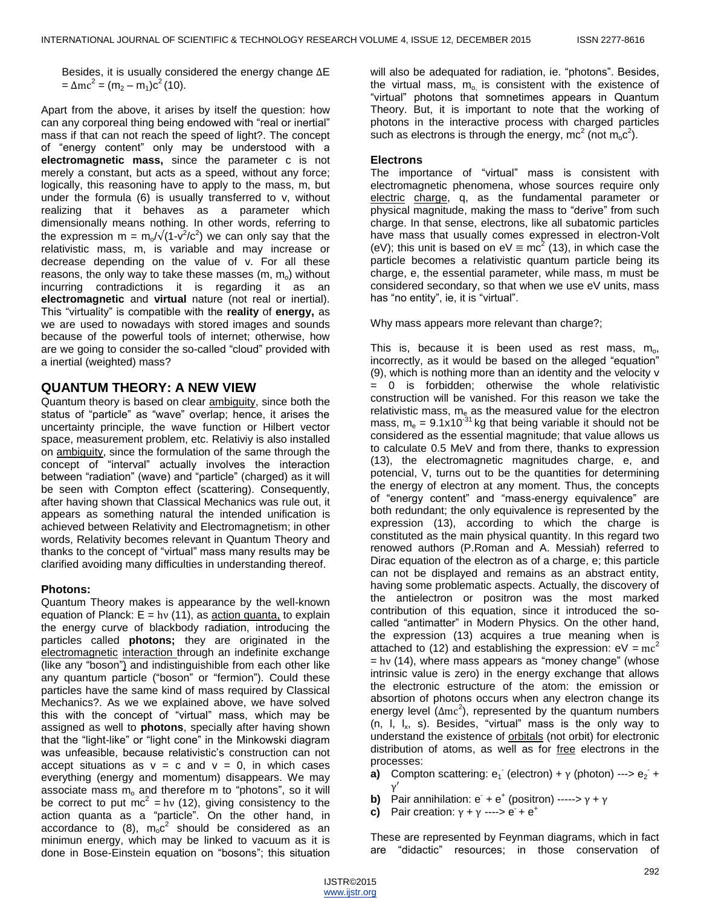Besides, it is usually considered the energy change $\Delta E = \Delta mc^2 = (m_2 - m_1)c^2$ (10).

Apart from the above, it arises by itself the question: how can any corporeal thing being endowed with "real or inertial" mass if that can not reach the speed of light?. The concept of "energy content" only may be understood with a **electromagnetic mass,** since the parameter c is not merely a constant, but acts as a speed, without any force; logically, this reasoning have to apply to the mass, m, but under the formula (6) is usually transferred to v, without realizing that it behaves as a parameter which dimensionally means nothing. In other words, referring to the expression $m = m_o/\sqrt{(1-v^2/c^2)}$ we can only say that the relativistic mass, m, is variable and may increase or decrease depending on the value of v. For all these reasons, the only way to take these masses (m, $m_o$) without incurring contradictions it is regarding it as an **electromagnetic** and **virtual** nature (not real or inertial). This "virtuality" is compatible with the **reality** of **energy,** as we are used to nowadays with stored images and sounds because of the powerful tools of internet; otherwise, how are we going to consider the so-called "cloud" provided with a inertial (weighted) mass?

## QUANTUM THEORY: A NEW VIEW

Quantum theory is based on clear ambiguity, since both the status of "particle" as "wave" overlap; hence, it arises the uncertainty principle, the wave function or Hilbert vector space, measurement problem, etc. Relativiy is also installed on ambiguity, since the formulation of the same through the concept of "interval" actually involves the interaction between "radiation" (wave) and "particle" (charged) as it will be seen with Compton effect (scattering). Consequently, after having shown that Classical Mechanics was rule out, it appears as something natural the intended unification is achieved between Relativity and Electromagnetism; in other words, Relativity becomes relevant in Quantum Theory and thanks to the concept of "virtual" mass many results may be clarified avoiding many difficulties in understanding thereof.

### Photons:

Quantum Theory makes is appearance by the well-known equation of Planck: $E = h\nu$ (11), as action quanta, to explain the energy curve of blackbody radiation, introducing the particles called **photons;** they are originated in the electromagnetic interaction through an indefinite exchange (like any "boson") and indistinguishible from each other like any quantum particle ("boson" or "fermion"). Could these particles have the same kind of mass required by Classical Mechanics?. As we we explained above, we have solved this with the concept of "virtual" mass, which may be assigned as well to **photons**, specially after having shown that the "light-like" or "light cone" in the Minkowski diagram was unfeasible, because relativistic's construction can not accept situations as v = c and v = 0, in which cases everything (energy and momentum) disappears. We may associate mass $m_o$ and therefore m to "photons", so it will be correct to put $mc^2 = h\nu$ (12), giving consistency to the action quanta as a "particle". On the other hand, in accordance to (8), $m_oc^2$ should be considered as an minimun energy, which may be linked to vacuum as it is done in Bose-Einstein equation on "bosons"; this situation will also be adequated for radiation, ie. "photons". Besides, the virtual mass, $m_o$, is consistent with the existence of "virtual" photons that somnetimes appears in Quantum Theory. But, it is important to note that the working of photons in the interactive process with charged particles such as electrons is through the energy, $mc^2$ (not $m_oc^2$).

### Electrons

The importance of "virtual" mass is consistent with electromagnetic phenomena, whose sources require only electric charge, q, as the fundamental parameter or physical magnitude, making the mass to "derive" from such charge. In that sense, electrons, like all subatomic particles have mass that usually comes expressed in electron-Volt (eV); this unit is based on $eV \equiv mc^2$ (13), in which case the particle becomes a relativistic quantum particle being its charge, e, the essential parameter, while mass, m must be considered secondary, so that when we use eV units, mass has "no entity", ie, it is "virtual".

Why mass appears more relevant than charge?;

This is, because it is been used as rest mass, $m_o$, incorrectly, as it would be based on the alleged "equation" (9), which is nothing more than an identity and the velocity v = 0 is forbidden; otherwise the whole relativistic construction will be vanished. For this reason we take the relativistic mass, $m_e$ as the measured value for the electron mass, $m_e = 9.1 \times 10^{-31}$ kg that being variable it should not be considered as the essential magnitude; that value allows us to calculate 0.5 MeV and from there, thanks to expression (13), the electromagnetic magnitudes charge, e, and potencial, V, turns out to be the quantities for determining the energy of electron at any moment. Thus, the concepts of "energy content" and "mass-energy equivalence" are both redundant; the only equivalence is represented by the expression (13), according to which the charge is constituted as the main physical quantity. In this regard two renowed authors (P.Roman and A. Messiah) referred to Dirac equation of the electron as of a charge, e; this particle can not be displayed and remains as an abstract entity, having some problematic aspects. Actually, the discovery of the antielectron or positron was the most marked contribution of this equation, since it introduced the so-called "antimatter" in Modern Physics. On the other hand, the expression (13) acquires a true meaning when is attached to (12) and establishing the expression: $eV = mc^2 = h\nu$ (14), where mass appears as "money change" (whose intrinsic value is zero) in the energy exchange that allows the electronic estructure of the atom: the emission or absortion of photons occurs when any electron change its energy level ($\Delta mc^2$), represented by the quantum numbers (n, l, $l_x$, s). Besides, "virtual" mass is the only way to understand the existence of orbitals (not orbit) for electronic distribution of atoms, as well as for free electrons in the processes:

- **a)** Compton scattering: $e_1^-$ (electron) + $\gamma$ (photon) ---> $e_2^- + \gamma'$
- **b)** Pair annihilation: $e^- + e^+$ (positron) -----> $\gamma + \gamma$
- **c)** Pair creation: $\gamma + \gamma$ ----> $e^- + e^+$

These are represented by Feynman diagrams, which in fact are "didactic" resources; in those conservation of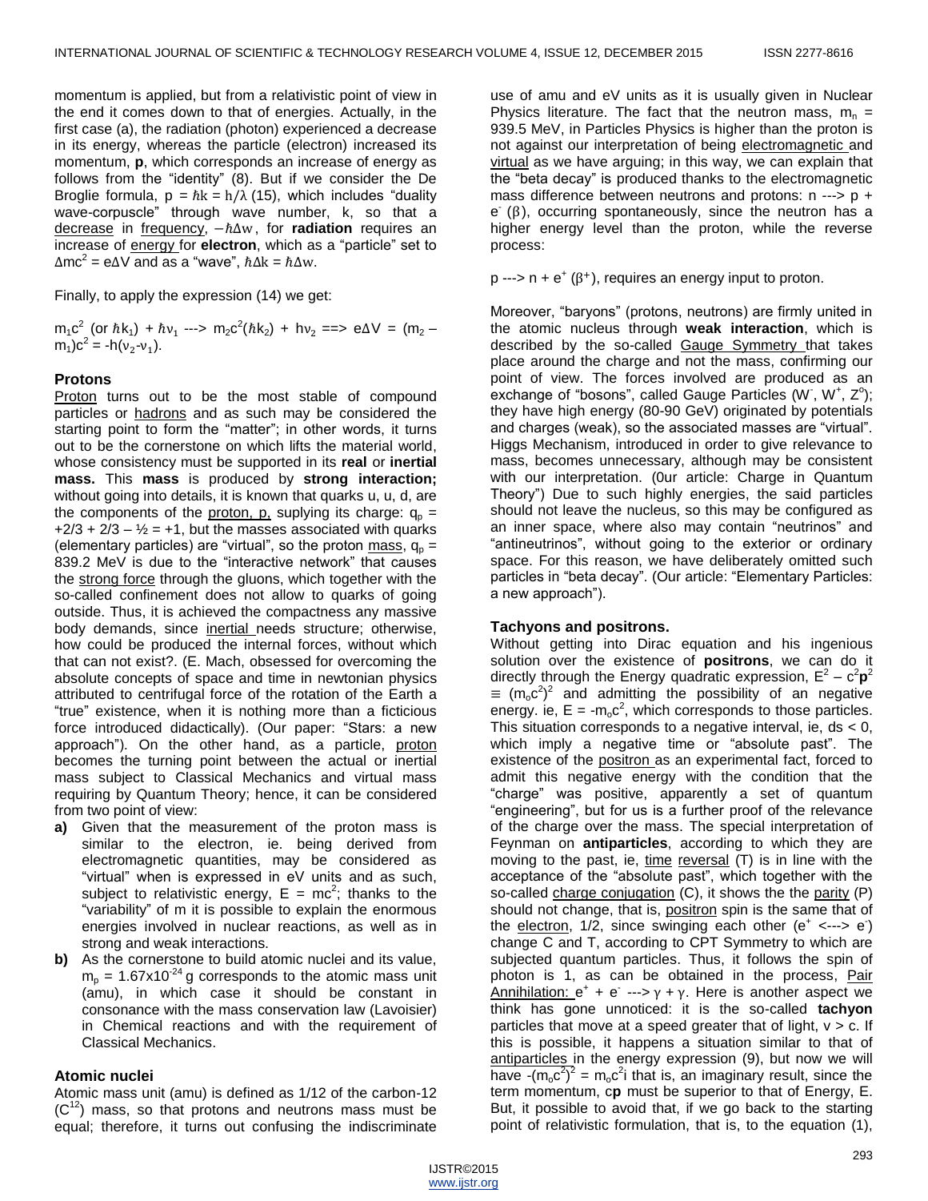momentum is applied, but from a relativistic point of view in the end it comes down to that of energies. Actually, in the first case (a), the radiation (photon) experienced a decrease in its energy, whereas the particle (electron) increased its momentum, **p**, which corresponds an increase of energy as follows from the "identity" (8). But if we consider the De Broglie formula, $p = \hbar k = h/\lambda$ (15), which includes "duality wave-corpuscle" through wave number, k, so that a decrease in frequency, $-\hbar\Delta w$, for **radiation** requires an increase of energy for **electron**, which as a "particle" set to $\Delta mc^2 = e\Delta V$ and as a "wave", $\hbar\Delta k = \hbar\Delta w$.

Finally, to apply the expression (14) we get:

$m_1c^2$ (or $\hbar k_1$) + $\hbar\nu_1$ ---> $m_2c^2(\hbar k_2)$ + $h\nu_2$ ==> $e\Delta V = (m_2 - m_1)c^2 = -h(\nu_2 - \nu_1)$.

### Protons

Proton turns out to be the most stable of compound particles or hadrons and as such may be considered the starting point to form the "matter"; in other words, it turns out to be the cornerstone on which lifts the material world, whose consistency must be supported in its **real** or **inertial mass.** This **mass** is produced by **strong interaction;** without going into details, it is known that quarks u, u, d, are the components of the proton, p, suplying its charge: $q_p = +2/3 + 2/3 - ½ = +1$, but the masses associated with quarks (elementary particles) are "virtual", so the proton mass, $q_p$ = 839.2 MeV is due to the "interactive network" that causes the strong force through the gluons, which together with the so-called confinement does not allow to quarks of going outside. Thus, it is achieved the compactness any massive body demands, since inertial needs structure; otherwise, how could be produced the internal forces, without which that can not exist?. (E. Mach, obsessed for overcoming the absolute concepts of space and time in newtonian physics attributed to centrifugal force of the rotation of the Earth a "true" existence, when it is nothing more than a ficticious force introduced didactically). (Our paper: "Stars: a new approach"). On the other hand, as a particle, proton becomes the turning point between the actual or inertial mass subject to Classical Mechanics and virtual mass requiring by Quantum Theory; hence, it can be considered from two point of view:

- **a)** Given that the measurement of the proton mass is similar to the electron, ie. being derived from electromagnetic quantities, may be considered as "virtual" when is expressed in eV units and as such, subject to relativistic energy, $E = mc^2$; thanks to the "variability" of m it is possible to explain the enormous energies involved in nuclear reactions, as well as in strong and weak interactions.
- **b)** As the cornerstone to build atomic nuclei and its value, $m_p = 1.67 \times 10^{-24}$ g corresponds to the atomic mass unit (amu), in which case it should be constant in consonance with the mass conservation law (Lavoisier) in Chemical reactions and with the requirement of Classical Mechanics.

### Atomic nuclei

Atomic mass unit (amu) is defined as 1/12 of the carbon-12 ($C^{12}$) mass, so that protons and neutrons mass must be equal; therefore, it turns out confusing the indiscriminate use of amu and eV units as it is usually given in Nuclear Physics literature. The fact that the neutron mass, $m_n$ = 939.5 MeV, in Particles Physics is higher than the proton is not against our interpretation of being electromagnetic and virtual as we have arguing; in this way, we can explain that the "beta decay" is produced thanks to the electromagnetic mass difference between neutrons and protons: n ---> p + $e^-$ (β), occurring spontaneously, since the neutron has a higher energy level than the proton, while the reverse process:

p ---> n + $e^+$ ($\beta^+$), requires an energy input to proton.

Moreover, "baryons" (protons, neutrons) are firmly united in the atomic nucleus through **weak interaction**, which is described by the so-called Gauge Symmetry that takes place around the charge and not the mass, confirming our point of view. The forces involved are produced as an exchange of "bosons", called Gauge Particles ($W^-$, $W^+$, $Z^o$); they have high energy (80-90 GeV) originated by potentials and charges (weak), so the associated masses are "virtual". Higgs Mechanism, introduced in order to give relevance to mass, becomes unnecessary, although may be consistent with our interpretation. (0ur article: Charge in Quantum Theory") Due to such highly energies, the said particles should not leave the nucleus, so this may be configured as an inner space, where also may contain "neutrinos" and "antineutrinos", without going to the exterior or ordinary space. For this reason, we have deliberately omitted such particles in "beta decay". (Our article: "Elementary Particles: a new approach").

### Tachyons and positrons.

Without getting into Dirac equation and his ingenious solution over the existence of **positrons**, we can do it directly through the Energy quadratic expression, $E^2 - c^2\mathbf{p}^2 \equiv (m_oc^2)^2$ and admitting the possibility of an negative energy. ie, $E = -m_oc^2$, which corresponds to those particles. This situation corresponds to a negative interval, ie, ds < 0, which imply a negative time or "absolute past". The existence of the positron as an experimental fact, forced to admit this negative energy with the condition that the "charge" was positive, apparently a set of quantum "engineering", but for us is a further proof of the relevance of the charge over the mass. The special interpretation of Feynman on **antiparticles**, according to which they are moving to the past, ie, time reversal (T) is in line with the acceptance of the "absolute past", which together with the so-called charge conjugation (C), it shows the the parity (P) should not change, that is, positron spin is the same that of the electron, 1/2, since swinging each other ($e^+$ <---> $e^-$) change C and T, according to CPT Symmetry to which are subjected quantum particles. Thus, it follows the spin of photon is 1, as can be obtained in the process, Pair Annihilation: $e^+ + e^-$ ---> γ + γ. Here is another aspect we think has gone unnoticed: it is the so-called **tachyon** particles that move at a speed greater that of light, v > c. If this is possible, it happens a situation similar to that of antiparticles in the energy expression (9), but now we will have $-(m_oc^2)^2 = m_oc^2i$ that is, an imaginary result, since the term momentum, c**p** must be superior to that of Energy, E. But, it possible to avoid that, if we go back to the starting point of relativistic formulation, that is, to the equation (1),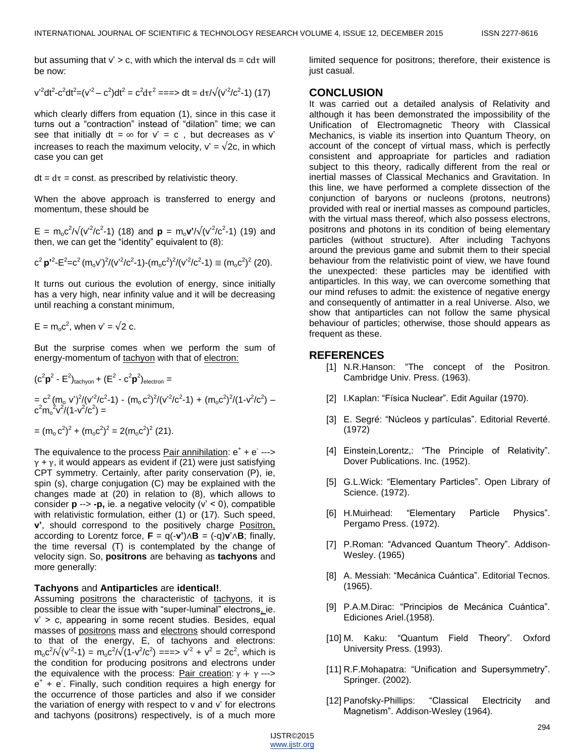but assuming that $v' > c$, with which the interval $ds = cd\tau$ will be now:

$$v'^2dt^2 - c^2dt^2 = (v'^2 - c^2)dt^2 = c^2d\tau^2 \Longrightarrow dt = d\tau/\sqrt{(v'^2/c^2-1)} \quad (17)$$

which clearly differs from equation (1), since in this case it turns out a "contraction" instead of "dilation" time; we can see that initially $dt = \infty$ for $v' = c$ , but decreases as $v'$ increases to reach the maximum velocity, $v' = \sqrt{2}c$, in which case you can get

$dt = d\tau$ = const. as prescribed by relativistic theory.

When the above approach is transferred to energy and momentum, these should be

$E = m_oc^2/\sqrt{(v'^2/c^2-1)}$ (18) and $\mathbf{p} = m_o\mathbf{v'}/\sqrt{(v'^2/c^2-1)}$ (19) and then, we can get the "identity" equivalent to (8):

$$c^2\,\mathbf{p'}^2 - E^2 = c^2(m_ov')^2/(v'^2/c^2-1) - (m_oc^2)^2/(v'^2/c^2-1) \equiv (m_oc^2)^2 \quad (20).$$

It turns out curious the evolution of energy, since initially has a very high, near infinity value and it will be decreasing until reaching a constant minimum,

$E = m_oc^2$, when $v' = \sqrt{2}\,c$.

But the surprise comes when we perform the sum of energy-momentum of tachyon with that of electron:

$$(c^2\mathbf{p}^2 - E^2)_{tachyon} + (E^2 - c^2\mathbf{p}^2)_{electron} =$$

$$= c^2(m_o\,v')^2/(v'^2/c^2-1) - (m_o\,c^2)^2/(v'^2/c^2-1) + (m_oc^2)^2/(1-v^2/c^2) - c^2m_o^2v^2/(1-v^2/c^2) =$$

$$= (m_o\,c^2)^2 + (m_oc^2)^2 = 2(m_oc^2)^2 \quad (21).$$

The equivalence to the process Pair annihilation: $e^+ + e^- \longrightarrow \gamma + \gamma$, it would appears as evident if (21) were just satisfying CPT symmetry. Certainly, after parity conservation (P), ie, spin (s), charge conjugation (C) may be explained with the changes made at (20) in relation to (8), which allows to consider $\mathbf{p} \longrightarrow \mathbf{-p}$, ie. a negative velocity ($v' < 0$), compatible with relativistic formulation, either (1) or (17). Such speed, $\mathbf{v'}$, should correspond to the positively charge Positron, according to Lorentz force, $\mathbf{F} = q(-\mathbf{v'})\wedge\mathbf{B} = (-q)\mathbf{v'}\wedge\mathbf{B}$; finally, the time reversal (T) is contemplated by the change of velocity sign. So, **positrons** are behaving as **tachyons** and more generally:

**Tachyons** and **Antiparticles** are **identical!**.

Assuming positrons the characteristic of tachyons, it is possible to clear the issue with "super-luminal" electrons, ie. $v' > c$, appearing in some recent studies. Besides, equal masses of positrons mass and electrons should correspond to that of the energy, E, of tachyons and electrons: $m_oc^2/\sqrt{(v'^2-1)} = m_oc^2/\sqrt{(1-v^2/c^2)} \Longrightarrow v'^2 + v^2 = 2c^2$, which is the condition for producing positrons and electrons under the equivalence with the process: Pair creation: $\gamma + \gamma \longrightarrow e^+ + e^-$. Finally, such condition requires a high energy for the occurrence of those particles and also if we consider the variation of energy with respect to v and v' for electrons and tachyons (positrons) respectively, is of a much more limited sequence for positrons; therefore, their existence is just casual.

## CONCLUSION

It was carried out a detailed analysis of Relativity and although it has been demonstrated the impossibility of the Unification of Electromagnetic Theory with Classical Mechanics, is viable its insertion into Quantum Theory, on account of the concept of virtual mass, which is perfectly consistent and approapriate for particles and radiation subject to this theory, radically different from the real or inertial masses of Classical Mechanics and Gravitation. In this line, we have performed a complete dissection of the conjunction of baryons or nucleons (protons, neutrons) provided with real or inertial masses as compound particles, with the virtual mass thereof, which also possess electrons, positrons and photons in its condition of being elementary particles (without structure). After including Tachyons around the previous game and submit them to their special behaviour from the relativistic point of view, we have found the unexpected: these particles may be identified with antiparticles. In this way, we can overcome something that our mind refuses to admit: the existence of negative energy and consequently of antimatter in a real Universe. Also, we show that antiparticles can not follow the same physical behaviour of particles; otherwise, those should appears as frequent as these.

## REFERENCES

[1] N.R.Hanson: "The concept of the Positron. Cambridge Univ. Press. (1963).

[2] I.Kaplan: "Física Nuclear". Edit Aguilar (1970).

[3] E. Segré: "Núcleos y partículas". Editorial Reverté. (1972)

[4] Einstein,Lorentz,: "The Principle of Relativity". Dover Publications. Inc. (1952).

[5] G.L.Wick: "Elementary Particles". Open Library of Science. (1972).

[6] H.Muirhead: "Elementary Particle Physics". Pergamo Press. (1972).

[7] P.Roman: "Advanced Quantum Theory". Addison-Wesley. (1965)

[8] A. Messiah: "Mecánica Cuántica". Editorial Tecnos. (1965).

[9] P.A.M.Dirac: "Principios de Mecánica Cuántica". Ediciones Ariel.(1958).

[10] M. Kaku: "Quantum Field Theory". Oxford University Press. (1993).

[11] R.F.Mohapatra: "Unification and Supersymmetry". Springer. (2002).

[12] Panofsky-Phillips: "Classical Electricity and Magnetism". Addison-Wesley (1964).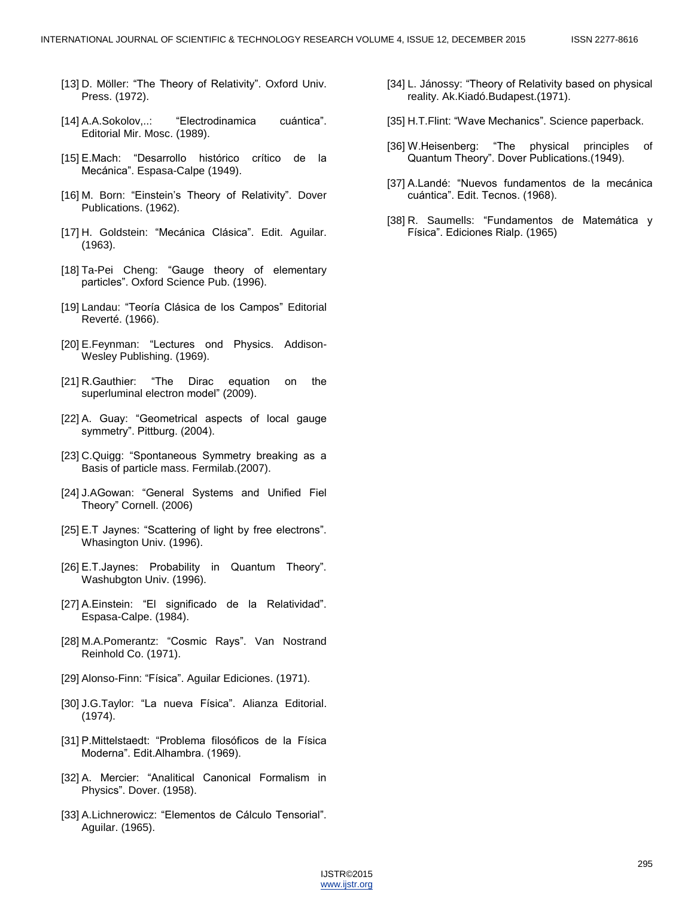[13] D. Möller: “The Theory of Relativity”. Oxford Univ. Press. (1972).

[14] A.A.Sokolov,..: “Electrodinamica cuántica”. Editorial Mir. Mosc. (1989).

[15] E.Mach: “Desarrollo histórico crítico de la Mecánica”. Espasa-Calpe (1949).

[16] M. Born: “Einstein’s Theory of Relativity”. Dover Publications. (1962).

[17] H. Goldstein: “Mecánica Clásica”. Edit. Aguilar. (1963).

[18] Ta-Pei Cheng: “Gauge theory of elementary particles”. Oxford Science Pub. (1996).

[19] Landau: “Teoría Clásica de los Campos” Editorial Reverté. (1966).

[20] E.Feynman: “Lectures ond Physics. Addison-Wesley Publishing. (1969).

[21] R.Gauthier: “The Dirac equation on the superluminal electron model” (2009).

[22] A. Guay: “Geometrical aspects of local gauge symmetry”. Pittburg. (2004).

[23] C.Quigg: “Spontaneous Symmetry breaking as a Basis of particle mass. Fermilab.(2007).

[24] J.AGowan: “General Systems and Unified Fiel Theory” Cornell. (2006)

[25] E.T Jaynes: “Scattering of light by free electrons”. Whasington Univ. (1996).

[26] E.T.Jaynes: Probability in Quantum Theory”. Washubgton Univ. (1996).

[27] A.Einstein: “El significado de la Relatividad”. Espasa-Calpe. (1984).

[28] M.A.Pomerantz: “Cosmic Rays”. Van Nostrand Reinhold Co. (1971).

[29] Alonso-Finn: “Física”. Aguilar Ediciones. (1971).

[30] J.G.Taylor: “La nueva Física”. Alianza Editorial. (1974).

[31] P.Mittelstaedt: “Problema filosóficos de la Física Moderna”. Edit.Alhambra. (1969).

[32] A. Mercier: “Analitical Canonical Formalism in Physics”. Dover. (1958).

[33] A.Lichnerowicz: “Elementos de Cálculo Tensorial”. Aguilar. (1965).

[34] L. Jánossy: “Theory of Relativity based on physical reality. Ak.Kiadó.Budapest.(1971).

[35] H.T.Flint: “Wave Mechanics”. Science paperback.

[36] W.Heisenberg: “The physical principles of Quantum Theory”. Dover Publications.(1949).

[37] A.Landé: “Nuevos fundamentos de la mecánica cuántica”. Edit. Tecnos. (1968).

[38] R. Saumells: “Fundamentos de Matemática y Física”. Ediciones Rialp. (1965)